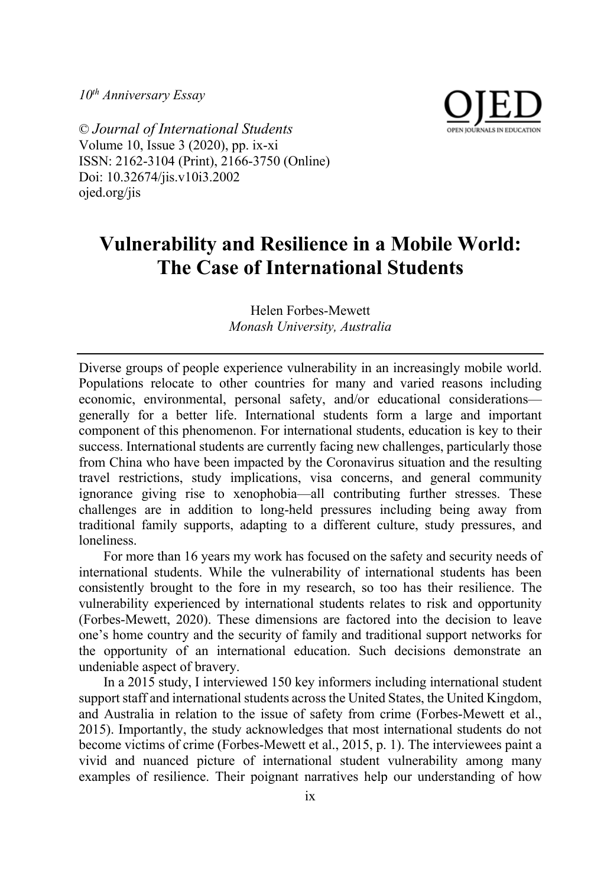*10th Anniversary Essay*

© *Journal of International Students*
Volume 10, Issue 3 (2020), pp. ix-xi
ISSN: 2162-3104 (Print), 2166-3750 (Online)
Doi: 10.32674/jis.v10i3.2002
ojed.org/jis

# Vulnerability and Resilience in a Mobile World: The Case of International Students

Helen Forbes-Mewett
*Monash University, Australia*

---

Diverse groups of people experience vulnerability in an increasingly mobile world. Populations relocate to other countries for many and varied reasons including economic, environmental, personal safety, and/or educational considerations—generally for a better life. International students form a large and important component of this phenomenon. For international students, education is key to their success. International students are currently facing new challenges, particularly those from China who have been impacted by the Coronavirus situation and the resulting travel restrictions, study implications, visa concerns, and general community ignorance giving rise to xenophobia—all contributing further stresses. These challenges are in addition to long-held pressures including being away from traditional family supports, adapting to a different culture, study pressures, and loneliness.

For more than 16 years my work has focused on the safety and security needs of international students. While the vulnerability of international students has been consistently brought to the fore in my research, so too has their resilience. The vulnerability experienced by international students relates to risk and opportunity (Forbes-Mewett, 2020). These dimensions are factored into the decision to leave one's home country and the security of family and traditional support networks for the opportunity of an international education. Such decisions demonstrate an undeniable aspect of bravery.

In a 2015 study, I interviewed 150 key informers including international student support staff and international students across the United States, the United Kingdom, and Australia in relation to the issue of safety from crime (Forbes-Mewett et al., 2015). Importantly, the study acknowledges that most international students do not become victims of crime (Forbes-Mewett et al., 2015, p. 1). The interviewees paint a vivid and nuanced picture of international student vulnerability among many examples of resilience. Their poignant narratives help our understanding of how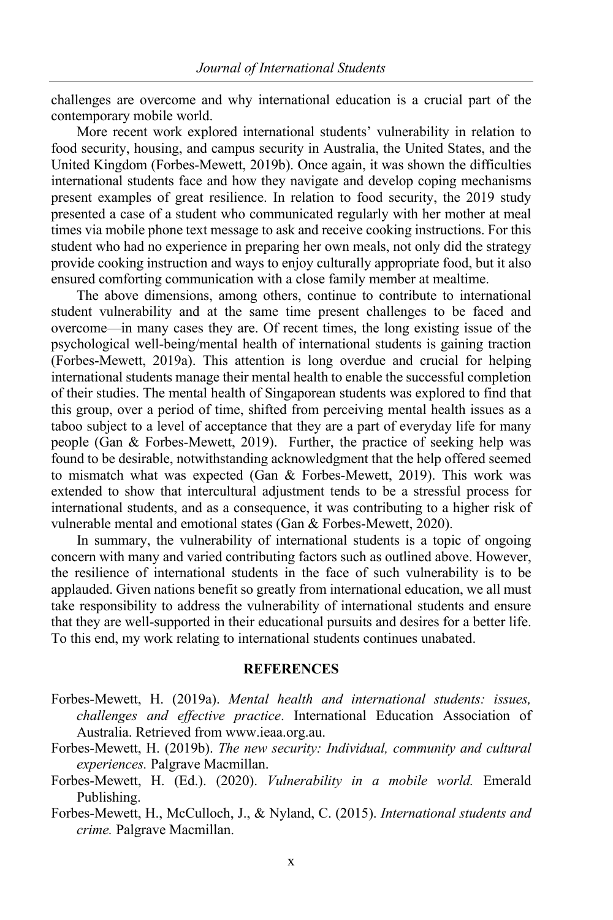challenges are overcome and why international education is a crucial part of the contemporary mobile world.

More recent work explored international students' vulnerability in relation to food security, housing, and campus security in Australia, the United States, and the United Kingdom (Forbes-Mewett, 2019b). Once again, it was shown the difficulties international students face and how they navigate and develop coping mechanisms present examples of great resilience. In relation to food security, the 2019 study presented a case of a student who communicated regularly with her mother at meal times via mobile phone text message to ask and receive cooking instructions. For this student who had no experience in preparing her own meals, not only did the strategy provide cooking instruction and ways to enjoy culturally appropriate food, but it also ensured comforting communication with a close family member at mealtime.

The above dimensions, among others, continue to contribute to international student vulnerability and at the same time present challenges to be faced and overcome—in many cases they are. Of recent times, the long existing issue of the psychological well-being/mental health of international students is gaining traction (Forbes-Mewett, 2019a). This attention is long overdue and crucial for helping international students manage their mental health to enable the successful completion of their studies. The mental health of Singaporean students was explored to find that this group, over a period of time, shifted from perceiving mental health issues as a taboo subject to a level of acceptance that they are a part of everyday life for many people (Gan & Forbes-Mewett, 2019). Further, the practice of seeking help was found to be desirable, notwithstanding acknowledgment that the help offered seemed to mismatch what was expected (Gan & Forbes-Mewett, 2019). This work was extended to show that intercultural adjustment tends to be a stressful process for international students, and as a consequence, it was contributing to a higher risk of vulnerable mental and emotional states (Gan & Forbes-Mewett, 2020).

In summary, the vulnerability of international students is a topic of ongoing concern with many and varied contributing factors such as outlined above. However, the resilience of international students in the face of such vulnerability is to be applauded. Given nations benefit so greatly from international education, we all must take responsibility to address the vulnerability of international students and ensure that they are well-supported in their educational pursuits and desires for a better life. To this end, my work relating to international students continues unabated.

## REFERENCES

Forbes-Mewett, H. (2019a). *Mental health and international students: issues, challenges and effective practice*. International Education Association of Australia. Retrieved from www.ieaa.org.au.

Forbes-Mewett, H. (2019b). *The new security: Individual, community and cultural experiences.* Palgrave Macmillan.

Forbes-Mewett, H. (Ed.). (2020). *Vulnerability in a mobile world.* Emerald Publishing.

Forbes-Mewett, H., McCulloch, J., & Nyland, C. (2015). *International students and crime.* Palgrave Macmillan.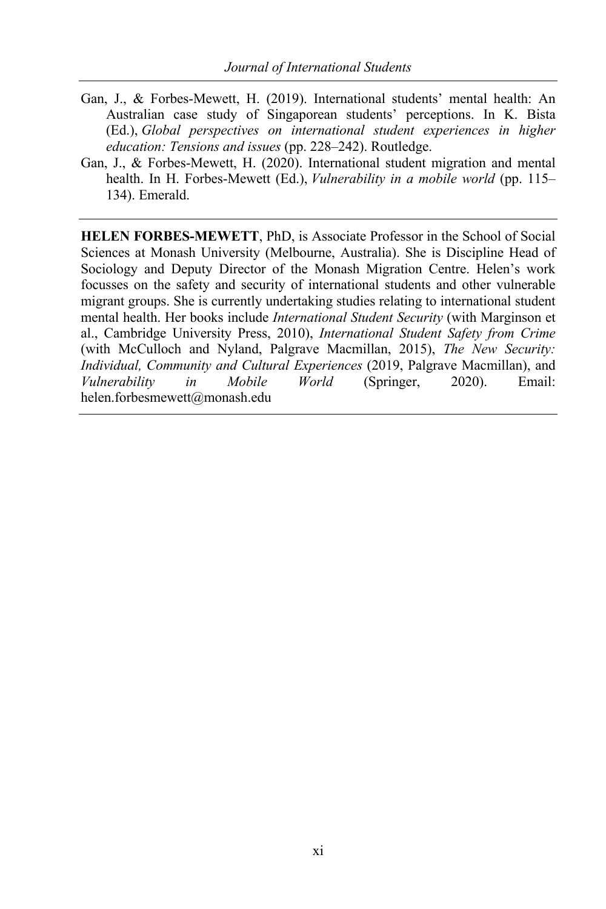Gan, J., & Forbes-Mewett, H. (2019). International students' mental health: An Australian case study of Singaporean students' perceptions. In K. Bista (Ed.), *Global perspectives on international student experiences in higher education: Tensions and issues* (pp. 228–242). Routledge.

Gan, J., & Forbes-Mewett, H. (2020). International student migration and mental health. In H. Forbes-Mewett (Ed.), *Vulnerability in a mobile world* (pp. 115–134). Emerald.

---

**HELEN FORBES-MEWETT**, PhD, is Associate Professor in the School of Social Sciences at Monash University (Melbourne, Australia). She is Discipline Head of Sociology and Deputy Director of the Monash Migration Centre. Helen's work focusses on the safety and security of international students and other vulnerable migrant groups. She is currently undertaking studies relating to international student mental health. Her books include *International Student Security* (with Marginson et al., Cambridge University Press, 2010), *International Student Safety from Crime* (with McCulloch and Nyland, Palgrave Macmillan, 2015), *The New Security: Individual, Community and Cultural Experiences* (2019, Palgrave Macmillan), and *Vulnerability in Mobile World* (Springer, 2020). Email: helen.forbesmewett@monash.edu